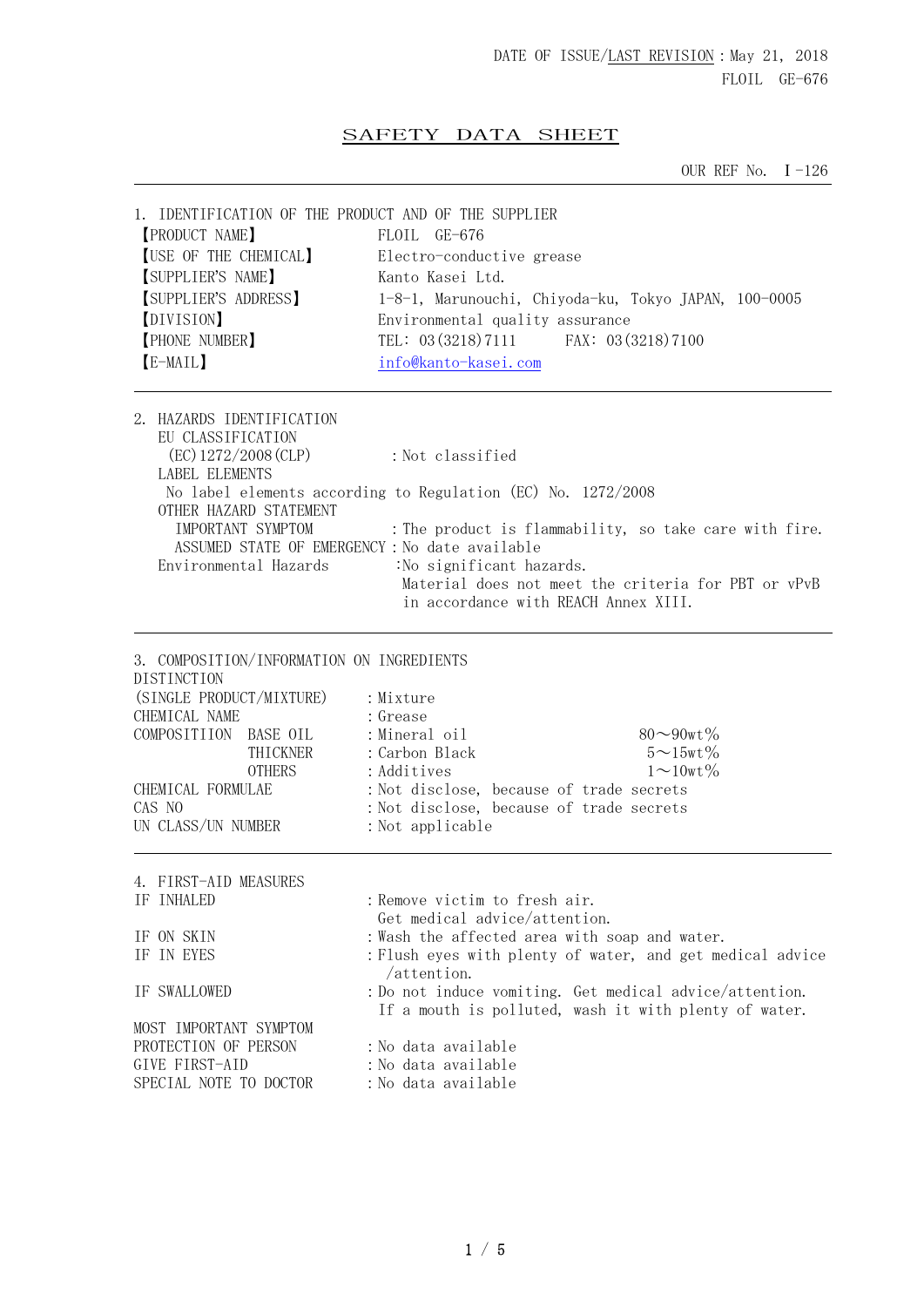DATE OF ISSUE/LAST REVISION : May 21, 2018
FLOIL GE-676

# SAFETY DATA SHEET

OUR REF No. I-126

## 1. IDENTIFICATION OF THE PRODUCT AND OF THE SUPPLIER

| | |
|---|---|
| 【PRODUCT NAME】 | FLOIL GE-676 |
| 【USE OF THE CHEMICAL】 | Electro-conductive grease |
| 【SUPPLIER'S NAME】 | Kanto Kasei Ltd. |
| 【SUPPLIER'S ADDRESS】 | 1-8-1, Marunouchi, Chiyoda-ku, Tokyo JAPAN, 100-0005 |
| 【DIVISION】 | Environmental quality assurance |
| 【PHONE NUMBER】 | TEL: 03(3218)7111 FAX: 03(3218)7100 |
| 【E-MAIL】 | info@kanto-kasei.com |

## 2. HAZARDS IDENTIFICATION

EU CLASSIFICATION
(EC)1272/2008(CLP) : Not classified

LABEL ELEMENTS
No label elements according to Regulation (EC) No. 1272/2008

OTHER HAZARD STATEMENT
IMPORTANT SYMPTOM : The product is flammability, so take care with fire.
ASSUMED STATE OF EMERGENCY : No date available

Environmental Hazards : No significant hazards.
Material does not meet the criteria for PBT or vPvB in accordance with REACH Annex XIII.

## 3. COMPOSITION/INFORMATION ON INGREDIENTS

| | | | |
|---|---|---|---|
| DISTINCTION (SINGLE PRODUCT/MIXTURE) | | : Mixture | |
| CHEMICAL NAME | | : Grease | |
| COMPOSITIION | BASE OIL | : Mineral oil | 80～90wt% |
| | THICKNER | : Carbon Black | 5～15wt% |
| | OTHERS | : Additives | 1～10wt% |
| CHEMICAL FORMULAE | | : Not disclose, because of trade secrets | |
| CAS NO | | : Not disclose, because of trade secrets | |
| UN CLASS/UN NUMBER | | : Not applicable | |

## 4. FIRST-AID MEASURES

| | |
|---|---|
| IF INHALED | : Remove victim to fresh air. Get medical advice/attention. |
| IF ON SKIN | : Wash the affected area with soap and water. |
| IF IN EYES | : Flush eyes with plenty of water, and get medical advice /attention. |
| IF SWALLOWED | : Do not induce vomiting. Get medical advice/attention. If a mouth is polluted, wash it with plenty of water. |

MOST IMPORTANT SYMPTOM

| | |
|---|---|
| PROTECTION OF PERSON | : No data available |
| GIVE FIRST-AID | : No data available |
| SPECIAL NOTE TO DOCTOR | : No data available |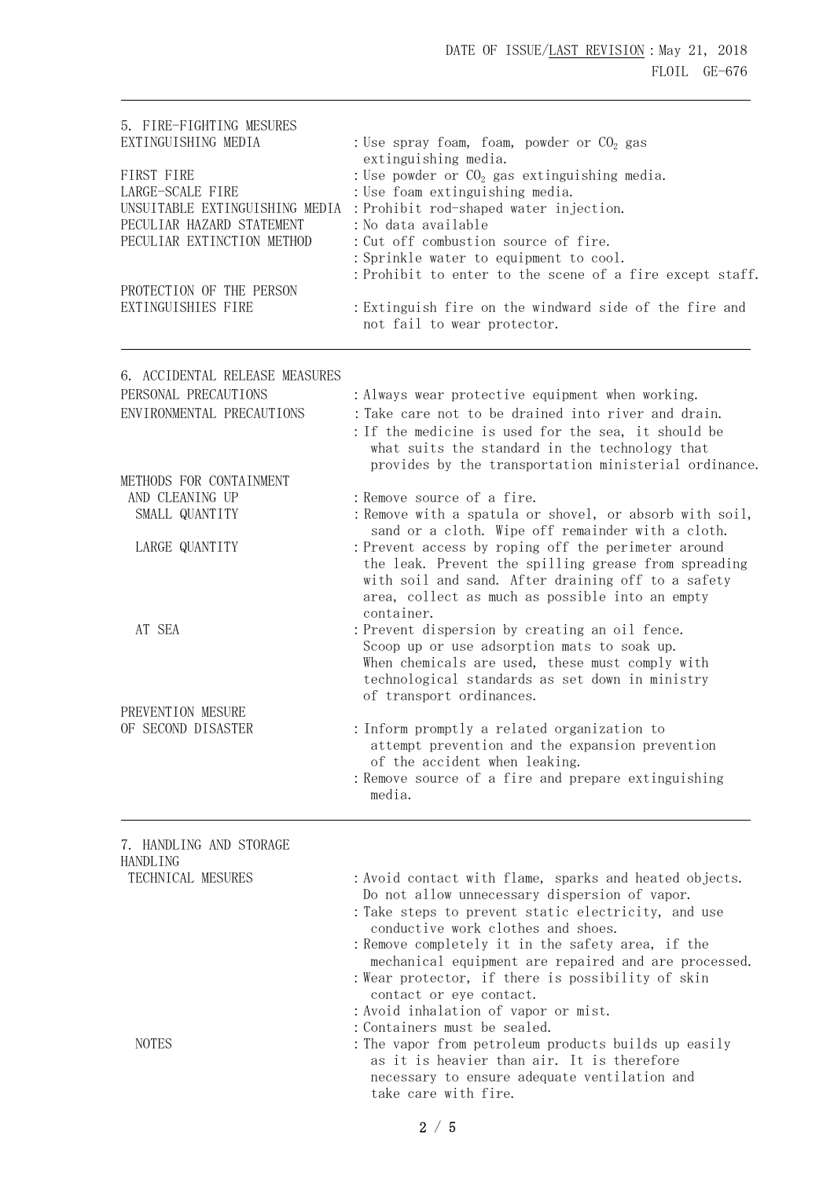## 5. FIRE-FIGHTING MESURES

| | |
|---|---|
| EXTINGUISHING MEDIA | : Use spray foam, foam, powder or $CO_2$ gas extinguishing media. |
| FIRST FIRE | : Use powder or $CO_2$ gas extinguishing media. |
| LARGE-SCALE FIRE | : Use foam extinguishing media. |
| UNSUITABLE EXTINGUISHING MEDIA | : Prohibit rod-shaped water injection. |
| PECULIAR HAZARD STATEMENT | : No data available |
| PECULIAR EXTINCTION METHOD | : Cut off combustion source of fire.<br>: Sprinkle water to equipment to cool.<br>: Prohibit to enter to the scene of a fire except staff. |
| PROTECTION OF THE PERSON EXTINGUISHIES FIRE | : Extinguish fire on the windward side of the fire and not fail to wear protector. |

## 6. ACCIDENTAL RELEASE MEASURES

| | |
|---|---|
| PERSONAL PRECAUTIONS | : Always wear protective equipment when working. |
| ENVIRONMENTAL PRECAUTIONS | : Take care not to be drained into river and drain.<br>: If the medicine is used for the sea, it should be what suits the standard in the technology that provides by the transportation ministerial ordinance. |
| METHODS FOR CONTAINMENT AND CLEANING UP | : Remove source of a fire. |
| SMALL QUANTITY | : Remove with a spatula or shovel, or absorb with soil, sand or a cloth. Wipe off remainder with a cloth. |
| LARGE QUANTITY | : Prevent access by roping off the perimeter around the leak. Prevent the spilling grease from spreading with soil and sand. After draining off to a safety area, collect as much as possible into an empty container. |
| AT SEA | : Prevent dispersion by creating an oil fence. Scoop up or use adsorption mats to soak up. When chemicals are used, these must comply with technological standards as set down in ministry of transport ordinances. |
| PREVENTION MESURE OF SECOND DISASTER | : Inform promptly a related organization to attempt prevention and the expansion prevention of the accident when leaking.<br>: Remove source of a fire and prepare extinguishing media. |

## 7. HANDLING AND STORAGE

HANDLING

| | |
|---|---|
| TECHNICAL MESURES | : Avoid contact with flame, sparks and heated objects. Do not allow unnecessary dispersion of vapor.<br>: Take steps to prevent static electricity, and use conductive work clothes and shoes.<br>: Remove completely it in the safety area, if the mechanical equipment are repaired and are processed.<br>: Wear protector, if there is possibility of skin contact or eye contact.<br>: Avoid inhalation of vapor or mist.<br>: Containers must be sealed. |
| NOTES | : The vapor from petroleum products builds up easily as it is heavier than air. It is therefore necessary to ensure adequate ventilation and take care with fire. |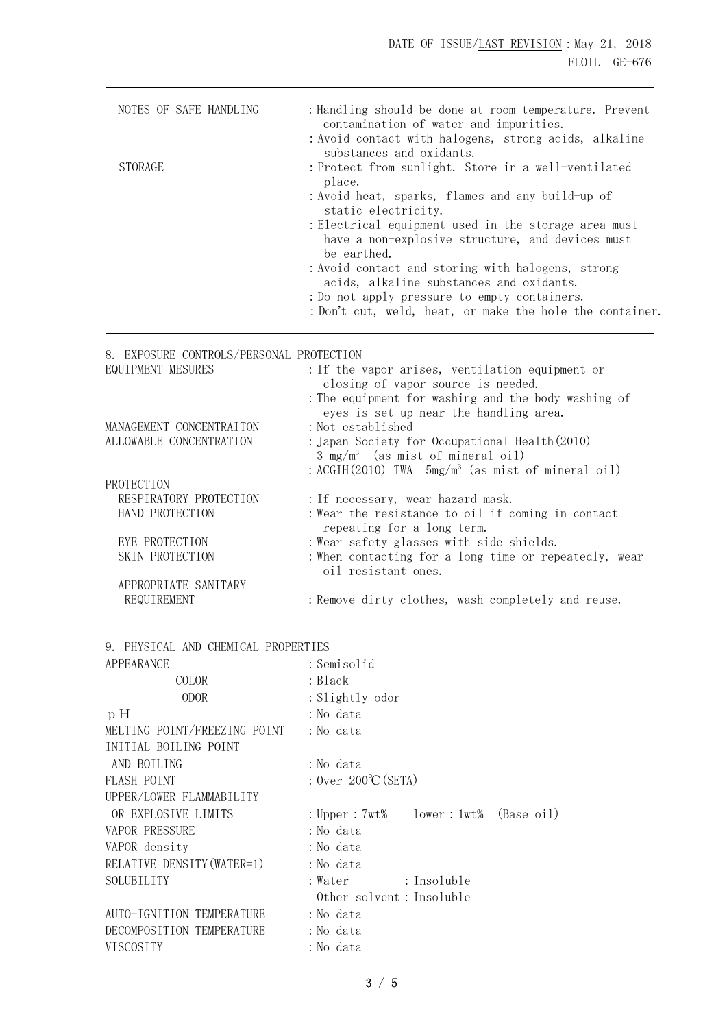| | |
|---|---|
| NOTES OF SAFE HANDLING | : Handling should be done at room temperature. Prevent contamination of water and impurities. |
| | : Avoid contact with halogens, strong acids, alkaline substances and oxidants. |
| STORAGE | : Protect from sunlight. Store in a well-ventilated place. |
| | : Avoid heat, sparks, flames and any build-up of static electricity. |
| | : Electrical equipment used in the storage area must have a non-explosive structure, and devices must be earthed. |
| | : Avoid contact and storing with halogens, strong acids, alkaline substances and oxidants. |
| | : Do not apply pressure to empty containers. |
| | : Don't cut, weld, heat, or make the hole the container. |

## 8. EXPOSURE CONTROLS/PERSONAL PROTECTION

| | |
|---|---|
| EQUIPMENT MESURES | : If the vapor arises, ventilation equipment or closing of vapor source is needed. |
| | : The equipment for washing and the body washing of eyes is set up near the handling area. |
| MANAGEMENT CONCENTRAITON | : Not established |
| ALLOWABLE CONCENTRATION | : Japan Society for Occupational Health(2010) 3 mg/m$^3$ (as mist of mineral oil) |
| | : ACGIH(2010) TWA 5mg/m$^3$ (as mist of mineral oil) |
| PROTECTION | |
| RESPIRATORY PROTECTION | : If necessary, wear hazard mask. |
| HAND PROTECTION | : Wear the resistance to oil if coming in contact repeating for a long term. |
| EYE PROTECTION | : Wear safety glasses with side shields. |
| SKIN PROTECTION | : When contacting for a long time or repeatedly, wear oil resistant ones. |
| APPROPRIATE SANITARY REQUIREMENT | : Remove dirty clothes, wash completely and reuse. |

## 9. PHYSICAL AND CHEMICAL PROPERTIES

| | |
|---|---|
| APPEARANCE | : Semisolid |
| COLOR | : Black |
| ODOR | : Slightly odor |
| pH | : No data |
| MELTING POINT/FREEZING POINT | : No data |
| INITIAL BOILING POINT AND BOILING | : No data |
| FLASH POINT | : Over 200℃(SETA) |
| UPPER/LOWER FLAMMABILITY OR EXPLOSIVE LIMITS | : Upper : 7wt%  lower : 1wt% (Base oil) |
| VAPOR PRESSURE | : No data |
| VAPOR density | : No data |
| RELATIVE DENSITY(WATER=1) | : No data |
| SOLUBILITY | : Water : Insoluble |
| | Other solvent : Insoluble |
| AUTO-IGNITION TEMPERATURE | : No data |
| DECOMPOSITION TEMPERATURE | : No data |
| VISCOSITY | : No data |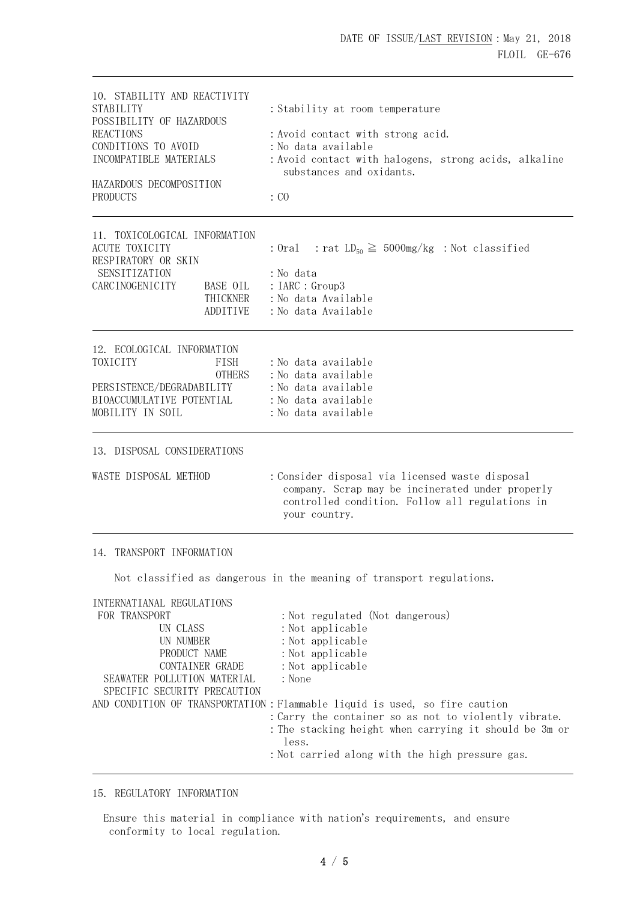## 10. STABILITY AND REACTIVITY

| | |
|---|---|
| STABILITY | : Stability at room temperature |
| POSSIBILITY OF HAZARDOUS REACTIONS | : Avoid contact with strong acid. |
| CONDITIONS TO AVOID | : No data available |
| INCOMPATIBLE MATERIALS | : Avoid contact with halogens, strong acids, alkaline substances and oxidants. |
| HAZARDOUS DECOMPOSITION PRODUCTS | : CO |

## 11. TOXICOLOGICAL INFORMATION

| | | |
|---|---|---|
| ACUTE TOXICITY | | : Oral : rat $LD_{50} \geqq$ 5000mg/kg : Not classified |
| RESPIRATORY OR SKIN SENSITIZATION | | : No data |
| CARCINOGENICITY | BASE OIL | : IARC : Group3 |
| | THICKNER | : No data Available |
| | ADDITIVE | : No data Available |

## 12. ECOLOGICAL INFORMATION

| | | |
|---|---|---|
| TOXICITY | FISH | : No data available |
| | OTHERS | : No data available |
| PERSISTENCE/DEGRADABILITY | | : No data available |
| BIOACCUMULATIVE POTENTIAL | | : No data available |
| MOBILITY IN SOIL | | : No data available |

## 13. DISPOSAL CONSIDERATIONS

| | |
|---|---|
| WASTE DISPOSAL METHOD | : Consider disposal via licensed waste disposal company. Scrap may be incinerated under properly controlled condition. Follow all regulations in your country. |

## 14. TRANSPORT INFORMATION

Not classified as dangerous in the meaning of transport regulations.

| | |
|---|---|
| INTERNATIANAL REGULATIONS FOR TRANSPORT | : Not regulated (Not dangerous) |
| UN CLASS | : Not applicable |
| UN NUMBER | : Not applicable |
| PRODUCT NAME | : Not applicable |
| CONTAINER GRADE | : Not applicable |
| SEAWATER POLLUTION MATERIAL | : None |
| SPECIFIC SECURITY PRECAUTION AND CONDITION OF TRANSPORTATION | : Flammable liquid is used, so fire caution |
| | : Carry the container so as not to violently vibrate. |
| | : The stacking height when carrying it should be 3m or less. |
| | : Not carried along with the high pressure gas. |

## 15. REGULATORY INFORMATION

Ensure this material in compliance with nation's requirements, and ensure conformity to local regulation.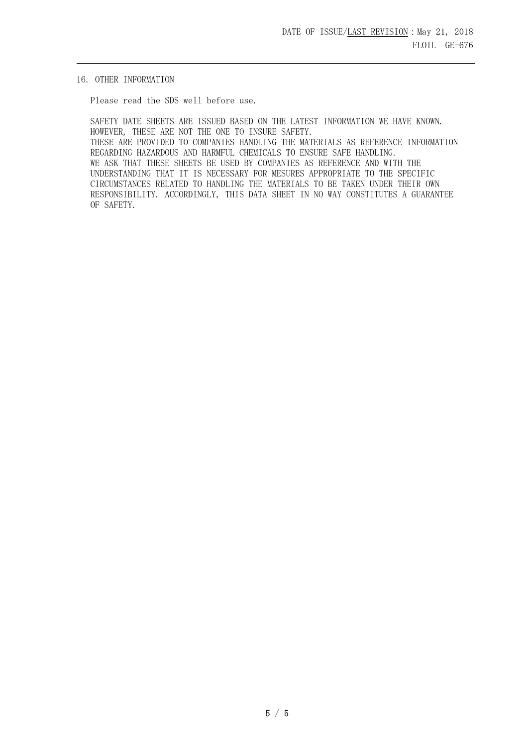## 16. OTHER INFORMATION

Please read the SDS well before use.

SAFETY DATE SHEETS ARE ISSUED BASED ON THE LATEST INFORMATION WE HAVE KNOWN. HOWEVER, THESE ARE NOT THE ONE TO INSURE SAFETY.
THESE ARE PROVIDED TO COMPANIES HANDLING THE MATERIALS AS REFERENCE INFORMATION REGARDING HAZARDOUS AND HARMFUL CHEMICALS TO ENSURE SAFE HANDLING.
WE ASK THAT THESE SHEETS BE USED BY COMPANIES AS REFERENCE AND WITH THE UNDERSTANDING THAT IT IS NECESSARY FOR MESURES APPROPRIATE TO THE SPECIFIC CIRCUMSTANCES RELATED TO HANDLING THE MATERIALS TO BE TAKEN UNDER THEIR OWN RESPONSIBILITY. ACCORDINGLY, THIS DATA SHEET IN NO WAY CONSTITUTES A GUARANTEE OF SAFETY.